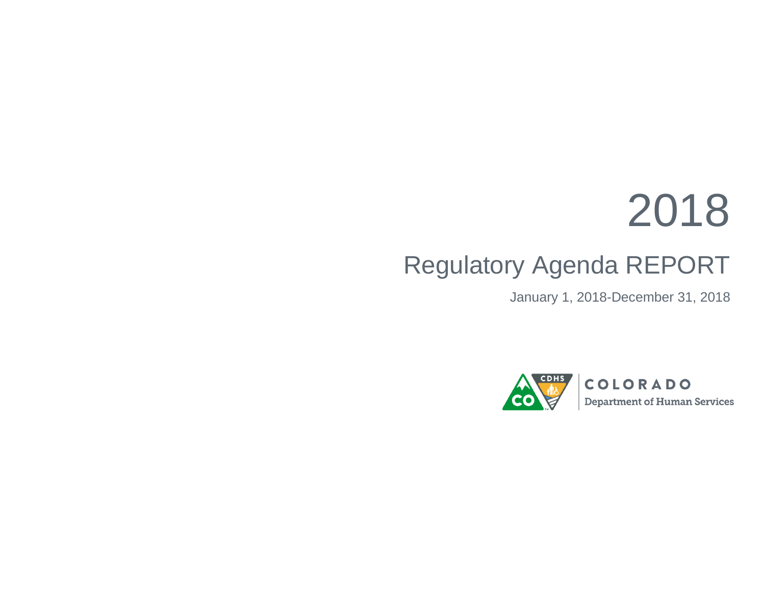# 2018

## Regulatory Agenda REPORT

January 1, 2018-December 31, 2018

COLORADO
Department of Human Services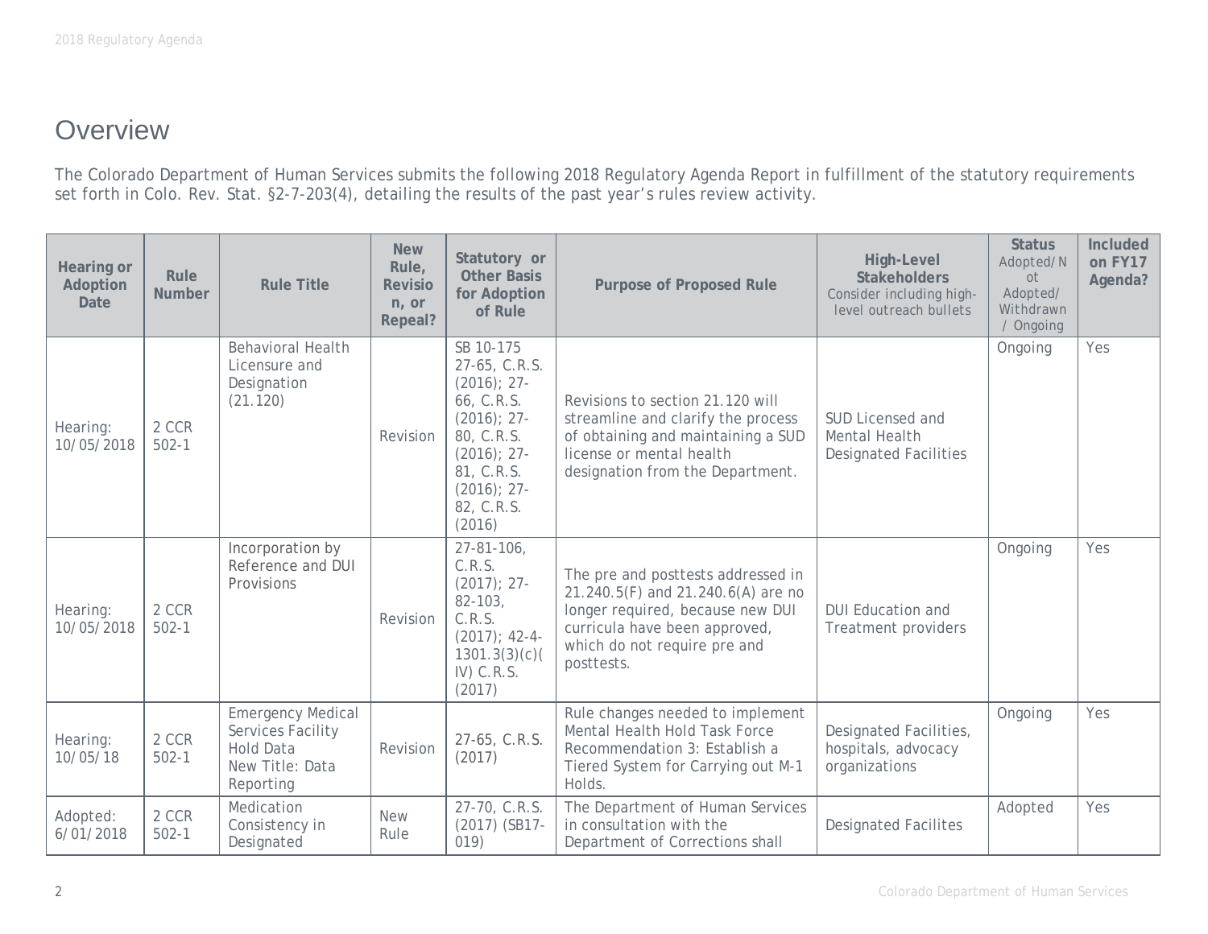# Overview

The Colorado Department of Human Services submits the following 2018 Regulatory Agenda Report in fulfillment of the statutory requirements set forth in Colo. Rev. Stat. §2-7-203(4), detailing the results of the past year's rules review activity.

| Hearing or Adoption Date | Rule Number | Rule Title | New Rule, Revision, or Repeal? | Statutory or Other Basis for Adoption of Rule | Purpose of Proposed Rule | High-Level Stakeholders Consider including high-level outreach bullets | Status Adopted/Not Adopted/ Withdrawn / Ongoing | Included on FY17 Agenda? |
|---|---|---|---|---|---|---|---|---|
| Hearing: 10/05/2018 | 2 CCR 502-1 | Behavioral Health Licensure and Designation (21.120) | Revision | SB 10-175 27-65, C.R.S. (2016); 27-66, C.R.S. (2016); 27-80, C.R.S. (2016); 27-81, C.R.S. (2016); 27-82, C.R.S. (2016) | Revisions to section 21.120 will streamline and clarify the process of obtaining and maintaining a SUD license or mental health designation from the Department. | SUD Licensed and Mental Health Designated Facilities | Ongoing | Yes |
| Hearing: 10/05/2018 | 2 CCR 502-1 | Incorporation by Reference and DUI Provisions | Revision | 27-81-106, C.R.S. (2017); 27-82-103, C.R.S. (2017); 42-4-1301.3(3)(c)(IV) C.R.S. (2017) | The pre and posttests addressed in 21.240.5(F) and 21.240.6(A) are no longer required, because new DUI curricula have been approved, which do not require pre and posttests. | DUI Education and Treatment providers | Ongoing | Yes |
| Hearing: 10/05/18 | 2 CCR 502-1 | Emergency Medical Services Facility Hold Data New Title: Data Reporting | Revision | 27-65, C.R.S. (2017) | Rule changes needed to implement Mental Health Hold Task Force Recommendation 3: Establish a Tiered System for Carrying out M-1 Holds. | Designated Facilities, hospitals, advocacy organizations | Ongoing | Yes |
| Adopted: 6/01/2018 | 2 CCR 502-1 | Medication Consistency in Designated | New Rule | 27-70, C.R.S. (2017) (SB17-019) | The Department of Human Services in consultation with the Department of Corrections shall | Designated Facilites | Adopted | Yes |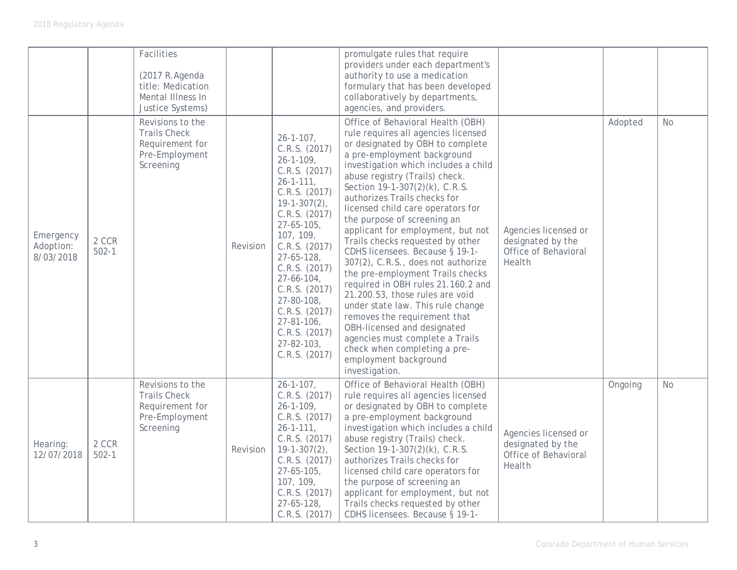| | | | | | | | | |
|---|---|---|---|---|---|---|---|---|
| | | Facilities (2017 R.Agenda title: Medication Mental Illness In Justice Systems) | | | promulgate rules that require providers under each department's authority to use a medication formulary that has been developed collaboratively by departments, agencies, and providers. | | | |
| Emergency Adoption: 8/03/2018 | 2 CCR 502-1 | Revisions to the Trails Check Requirement for Pre-Employment Screening | Revision | 26-1-107, C.R.S. (2017) 26-1-109, C.R.S. (2017) 26-1-111, C.R.S. (2017) 19-1-307(2), C.R.S. (2017) 27-65-105, 107, 109, C.R.S. (2017) 27-65-128, C.R.S. (2017) 27-66-104, C.R.S. (2017) 27-80-108, C.R.S. (2017) 27-81-106, C.R.S. (2017) 27-82-103, C.R.S. (2017) | Office of Behavioral Health (OBH) rule requires all agencies licensed or designated by OBH to complete a pre-employment background investigation which includes a child abuse registry (Trails) check. Section 19-1-307(2)(k), C.R.S. authorizes Trails checks for licensed child care operators for the purpose of screening an applicant for employment, but not Trails checks requested by other CDHS licensees. Because § 19-1-307(2), C.R.S., does not authorize the pre-employment Trails checks required in OBH rules 21.160.2 and 21.200.53, those rules are void under state law. This rule change removes the requirement that OBH-licensed and designated agencies must complete a Trails check when completing a pre-employment background investigation. | Agencies licensed or designated by the Office of Behavioral Health | Adopted | No |
| Hearing: 12/07/2018 | 2 CCR 502-1 | Revisions to the Trails Check Requirement for Pre-Employment Screening | Revision | 26-1-107, C.R.S. (2017) 26-1-109, C.R.S. (2017) 26-1-111, C.R.S. (2017) 19-1-307(2), C.R.S. (2017) 27-65-105, 107, 109, C.R.S. (2017) 27-65-128, C.R.S. (2017) | Office of Behavioral Health (OBH) rule requires all agencies licensed or designated by OBH to complete a pre-employment background investigation which includes a child abuse registry (Trails) check. Section 19-1-307(2)(k), C.R.S. authorizes Trails checks for licensed child care operators for the purpose of screening an applicant for employment, but not Trails checks requested by other CDHS licensees. Because § 19-1- | Agencies licensed or designated by the Office of Behavioral Health | Ongoing | No |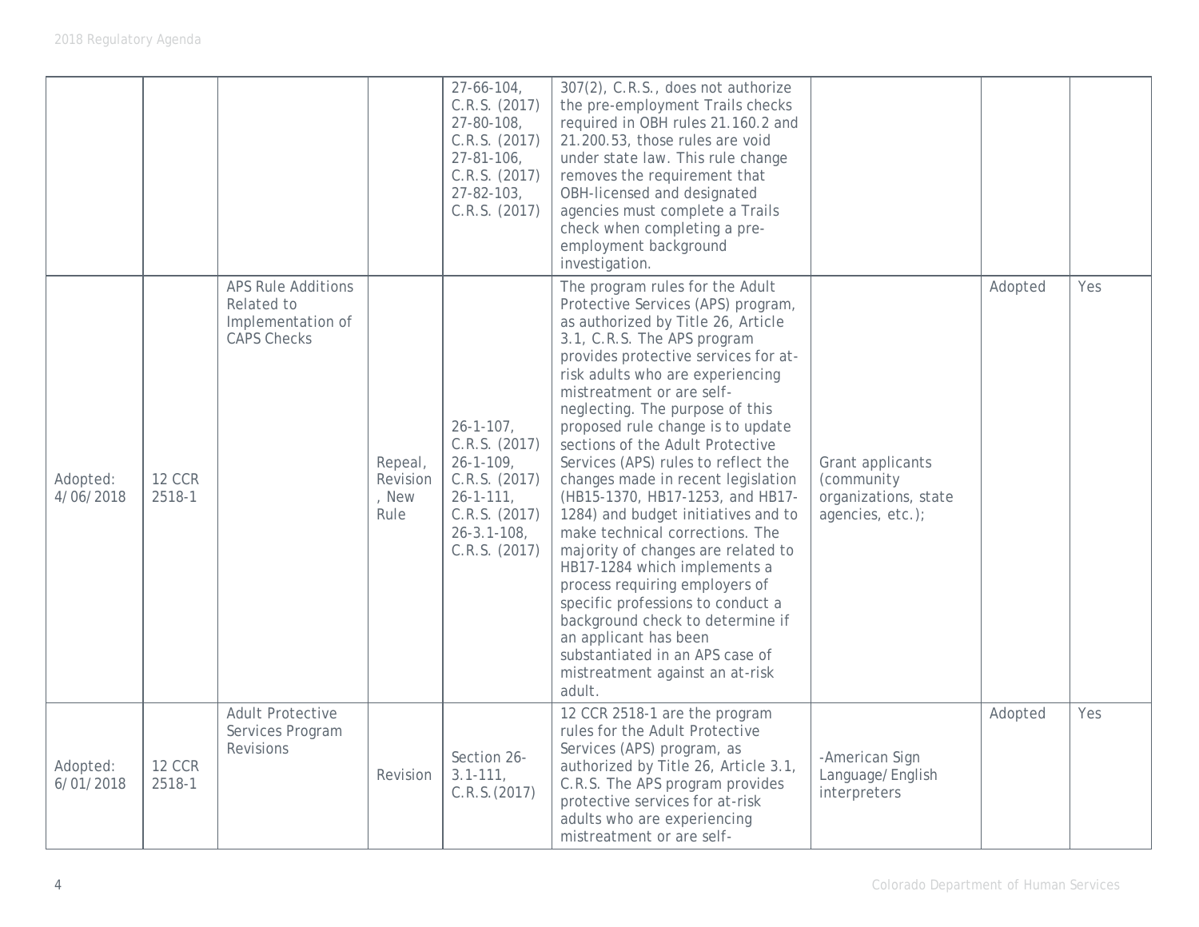| | | | | 27-66-104, C.R.S. (2017) 27-80-108, C.R.S. (2017) 27-81-106, C.R.S. (2017) 27-82-103, C.R.S. (2017) | 307(2), C.R.S., does not authorize the pre-employment Trails checks required in OBH rules 21.160.2 and 21.200.53, those rules are void under state law. This rule change removes the requirement that OBH-licensed and designated agencies must complete a Trails check when completing a pre-employment background investigation. | | | |
|---|---|---|---|---|---|---|---|---|
| Adopted: 4/06/2018 | 12 CCR 2518-1 | APS Rule Additions Related to Implementation of CAPS Checks | Repeal, Revision, New Rule | 26-1-107, C.R.S. (2017) 26-1-109, C.R.S. (2017) 26-1-111, C.R.S. (2017) 26-3.1-108, C.R.S. (2017) | The program rules for the Adult Protective Services (APS) program, as authorized by Title 26, Article 3.1, C.R.S. The APS program provides protective services for at-risk adults who are experiencing mistreatment or are self-neglecting. The purpose of this proposed rule change is to update sections of the Adult Protective Services (APS) rules to reflect the changes made in recent legislation (HB15-1370, HB17-1253, and HB17-1284) and budget initiatives and to make technical corrections. The majority of changes are related to HB17-1284 which implements a process requiring employers of specific professions to conduct a background check to determine if an applicant has been substantiated in an APS case of mistreatment against an at-risk adult. | Grant applicants (community organizations, state agencies, etc.); | Adopted | Yes |
| Adopted: 6/01/2018 | 12 CCR 2518-1 | Adult Protective Services Program Revisions | Revision | Section 26-3.1-111, C.R.S.(2017) | 12 CCR 2518-1 are the program rules for the Adult Protective Services (APS) program, as authorized by Title 26, Article 3.1, C.R.S. The APS program provides protective services for at-risk adults who are experiencing mistreatment or are self- | -American Sign Language/English interpreters | Adopted | Yes |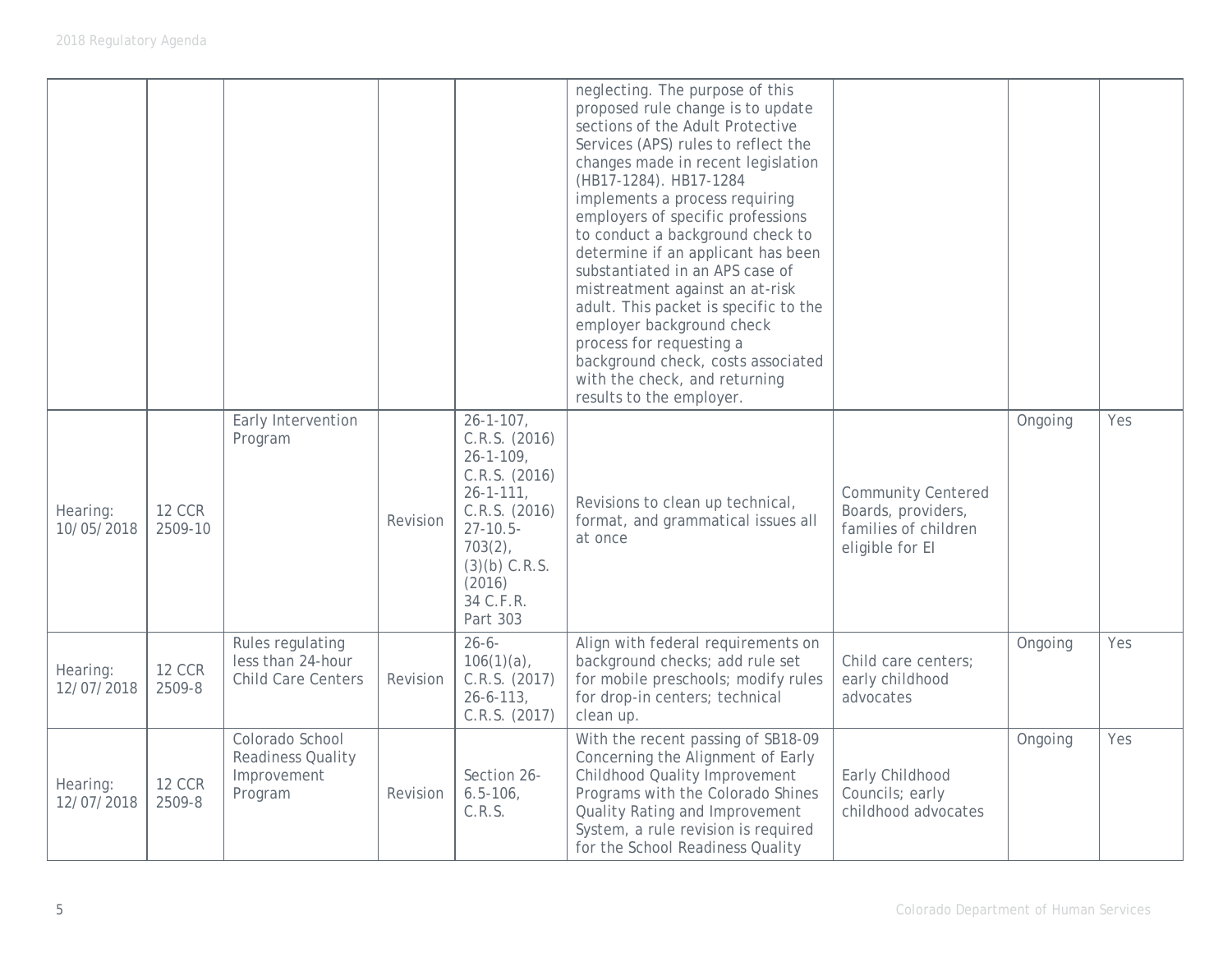| | | | | | | | | |
|---|---|---|---|---|---|---|---|---|
| | | | | | neglecting. The purpose of this proposed rule change is to update sections of the Adult Protective Services (APS) rules to reflect the changes made in recent legislation (HB17-1284). HB17-1284 implements a process requiring employers of specific professions to conduct a background check to determine if an applicant has been substantiated in an APS case of mistreatment against an at-risk adult. This packet is specific to the employer background check process for requesting a background check, costs associated with the check, and returning results to the employer. | | | |
| Hearing: 10/05/2018 | 12 CCR 2509-10 | Early Intervention Program | Revision | 26-1-107, C.R.S. (2016) 26-1-109, C.R.S. (2016) 26-1-111, C.R.S. (2016) 27-10.5-703(2), (3)(b) C.R.S. (2016) 34 C.F.R. Part 303 | Revisions to clean up technical, format, and grammatical issues all at once | Community Centered Boards, providers, families of children eligible for EI | Ongoing | Yes |
| Hearing: 12/07/2018 | 12 CCR 2509-8 | Rules regulating less than 24-hour Child Care Centers | Revision | 26-6-106(1)(a), C.R.S. (2017) 26-6-113, C.R.S. (2017) | Align with federal requirements on background checks; add rule set for mobile preschools; modify rules for drop-in centers; technical clean up. | Child care centers; early childhood advocates | Ongoing | Yes |
| Hearing: 12/07/2018 | 12 CCR 2509-8 | Colorado School Readiness Quality Improvement Program | Revision | Section 26-6.5-106, C.R.S. | With the recent passing of SB18-09 Concerning the Alignment of Early Childhood Quality Improvement Programs with the Colorado Shines Quality Rating and Improvement System, a rule revision is required for the School Readiness Quality | Early Childhood Councils; early childhood advocates | Ongoing | Yes |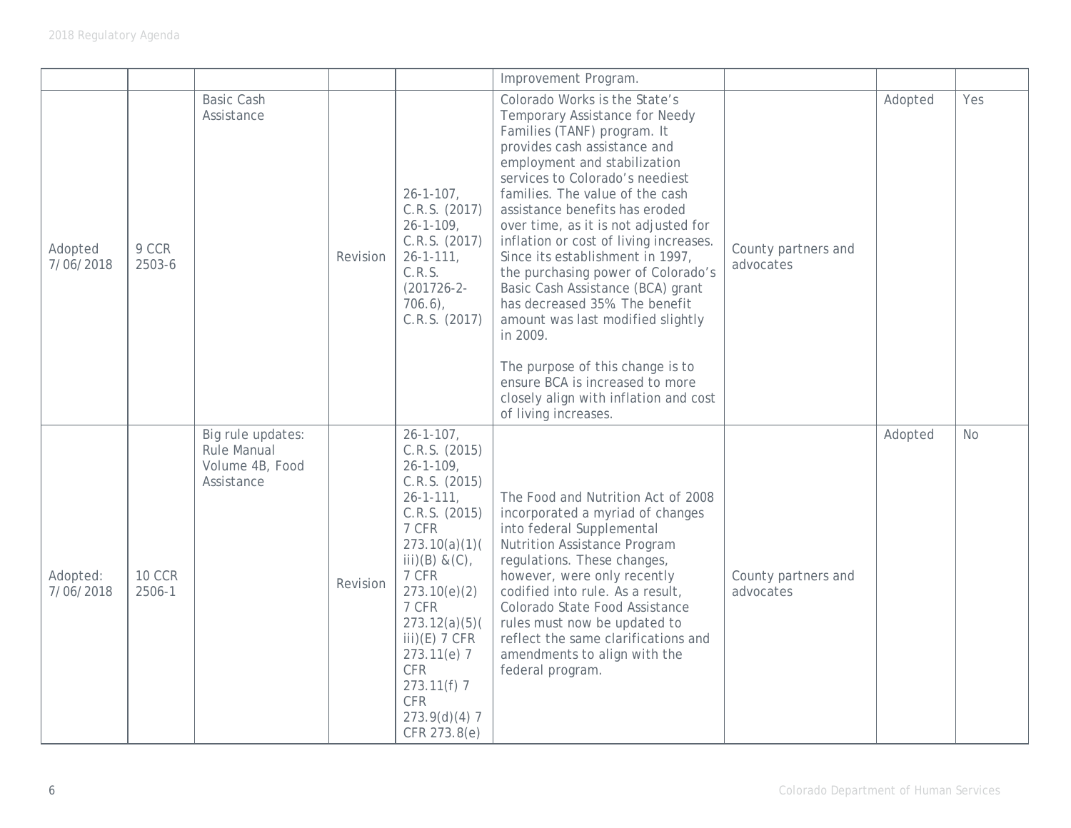| | | | | | | | | |
|---|---|---|---|---|---|---|---|---|
| | | | | | Improvement Program. | | | |
| Adopted 7/06/2018 | 9 CCR 2503-6 | Basic Cash Assistance | Revision | 26-1-107, C.R.S. (2017) 26-1-109, C.R.S. (2017) 26-1-111, C.R.S. (201726-2-706.6), C.R.S. (2017) | Colorado Works is the State's Temporary Assistance for Needy Families (TANF) program. It provides cash assistance and employment and stabilization services to Colorado's neediest families. The value of the cash assistance benefits has eroded over time, as it is not adjusted for inflation or cost of living increases. Since its establishment in 1997, the purchasing power of Colorado's Basic Cash Assistance (BCA) grant has decreased 35% The benefit amount was last modified slightly in 2009.<br><br>The purpose of this change is to ensure BCA is increased to more closely align with inflation and cost of living increases. | County partners and advocates | Adopted | Yes |
| Adopted: 7/06/2018 | 10 CCR 2506-1 | Big rule updates: Rule Manual Volume 4B, Food Assistance | Revision | 26-1-107, C.R.S. (2015) 26-1-109, C.R.S. (2015) 26-1-111, C.R.S. (2015) 7 CFR 273.10(a)(1)(iii)(B) &(C), 7 CFR 273.10(e)(2) 7 CFR 273.12(a)(5)(iii)(E) 7 CFR 273.11(e) 7 CFR 273.11(f) 7 CFR 273.9(d)(4) 7 CFR 273.8(e) | The Food and Nutrition Act of 2008 incorporated a myriad of changes into federal Supplemental Nutrition Assistance Program regulations. These changes, however, were only recently codified into rule. As a result, Colorado State Food Assistance rules must now be updated to reflect the same clarifications and amendments to align with the federal program. | County partners and advocates | Adopted | No |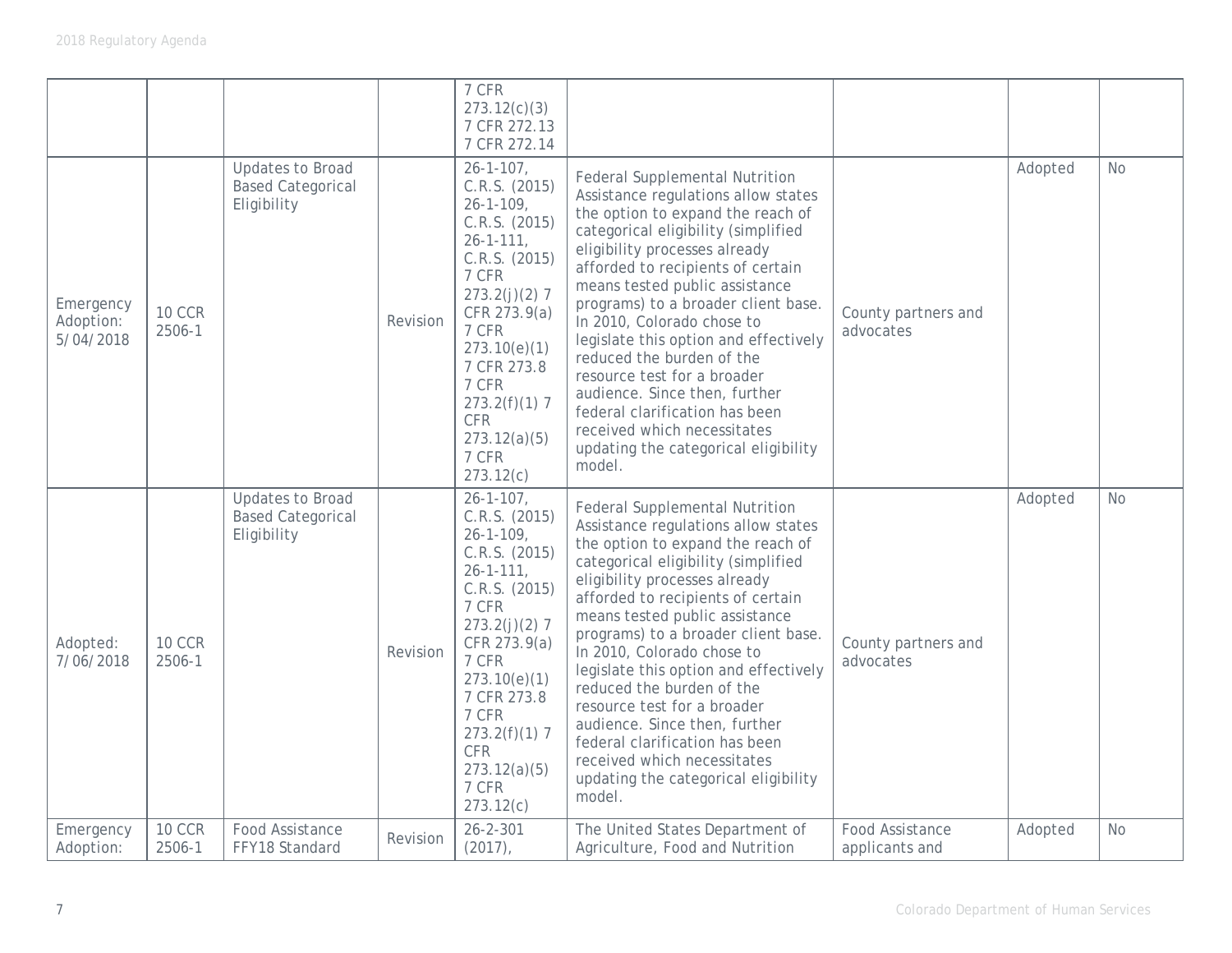| | | | | 7 CFR 273.12(c)(3) 7 CFR 272.13 7 CFR 272.14 | | | | |
|---|---|---|---|---|---|---|---|---|
| Emergency Adoption: 5/04/2018 | 10 CCR 2506-1 | Updates to Broad Based Categorical Eligibility | Revision | 26-1-107, C.R.S. (2015) 26-1-109, C.R.S. (2015) 26-1-111, C.R.S. (2015) 7 CFR 273.2(j)(2) 7 CFR 273.9(a) 7 CFR 273.10(e)(1) 7 CFR 273.8 7 CFR 273.2(f)(1) 7 CFR 273.12(a)(5) 7 CFR 273.12(c) | Federal Supplemental Nutrition Assistance regulations allow states the option to expand the reach of categorical eligibility (simplified eligibility processes already afforded to recipients of certain means tested public assistance programs) to a broader client base. In 2010, Colorado chose to legislate this option and effectively reduced the burden of the resource test for a broader audience. Since then, further federal clarification has been received which necessitates updating the categorical eligibility model. | County partners and advocates | Adopted | No |
| Adopted: 7/06/2018 | 10 CCR 2506-1 | Updates to Broad Based Categorical Eligibility | Revision | 26-1-107, C.R.S. (2015) 26-1-109, C.R.S. (2015) 26-1-111, C.R.S. (2015) 7 CFR 273.2(j)(2) 7 CFR 273.9(a) 7 CFR 273.10(e)(1) 7 CFR 273.8 7 CFR 273.2(f)(1) 7 CFR 273.12(a)(5) 7 CFR 273.12(c) | Federal Supplemental Nutrition Assistance regulations allow states the option to expand the reach of categorical eligibility (simplified eligibility processes already afforded to recipients of certain means tested public assistance programs) to a broader client base. In 2010, Colorado chose to legislate this option and effectively reduced the burden of the resource test for a broader audience. Since then, further federal clarification has been received which necessitates updating the categorical eligibility model. | County partners and advocates | Adopted | No |
| Emergency Adoption: | 10 CCR 2506-1 | Food Assistance FFY18 Standard | Revision | 26-2-301 (2017), | The United States Department of Agriculture, Food and Nutrition | Food Assistance applicants and | Adopted | No |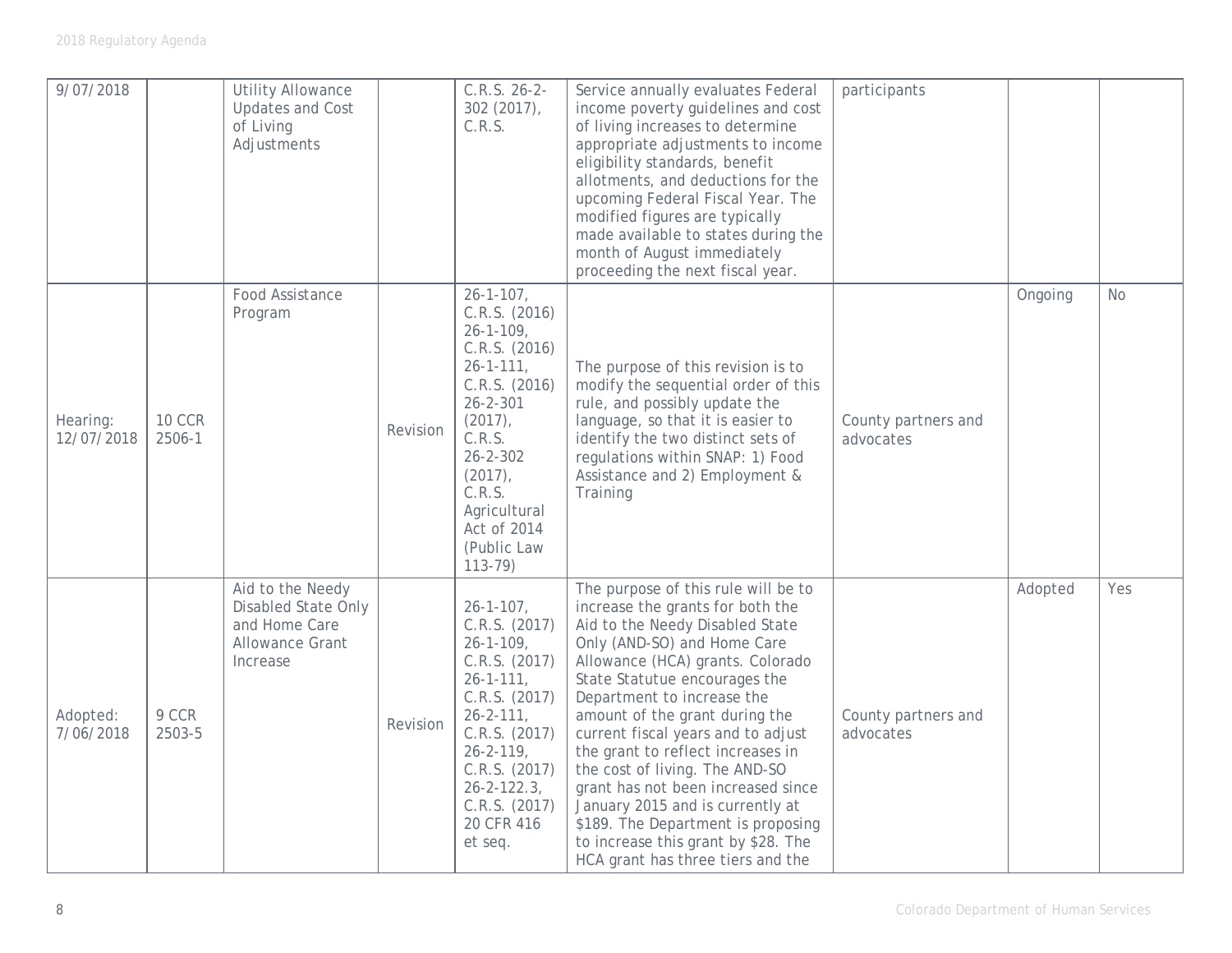| | | | | | | | | |
|---|---|---|---|---|---|---|---|---|
| 9/07/2018 | | Utility Allowance Updates and Cost of Living Adjustments | | C.R.S. 26-2-302 (2017), C.R.S. | Service annually evaluates Federal income poverty guidelines and cost of living increases to determine appropriate adjustments to income eligibility standards, benefit allotments, and deductions for the upcoming Federal Fiscal Year. The modified figures are typically made available to states during the month of August immediately proceeding the next fiscal year. | participants | | |
| Hearing: 12/07/2018 | 10 CCR 2506-1 | Food Assistance Program | Revision | 26-1-107, C.R.S. (2016) 26-1-109, C.R.S. (2016) 26-1-111, C.R.S. (2016) 26-2-301 (2017), C.R.S. 26-2-302 (2017), C.R.S. Agricultural Act of 2014 (Public Law 113-79) | The purpose of this revision is to modify the sequential order of this rule, and possibly update the language, so that it is easier to identify the two distinct sets of regulations within SNAP: 1) Food Assistance and 2) Employment & Training | County partners and advocates | Ongoing | No |
| Adopted: 7/06/2018 | 9 CCR 2503-5 | Aid to the Needy Disabled State Only and Home Care Allowance Grant Increase | Revision | 26-1-107, C.R.S. (2017) 26-1-109, C.R.S. (2017) 26-1-111, C.R.S. (2017) 26-2-111, C.R.S. (2017) 26-2-119, C.R.S. (2017) 26-2-122.3, C.R.S. (2017) 20 CFR 416 et seq. | The purpose of this rule will be to increase the grants for both the Aid to the Needy Disabled State Only (AND-SO) and Home Care Allowance (HCA) grants. Colorado State Statutue encourages the Department to increase the amount of the grant during the current fiscal years and to adjust the grant to reflect increases in the cost of living. The AND-SO grant has not been increased since January 2015 and is currently at $189. The Department is proposing to increase this grant by $28. The HCA grant has three tiers and the | County partners and advocates | Adopted | Yes |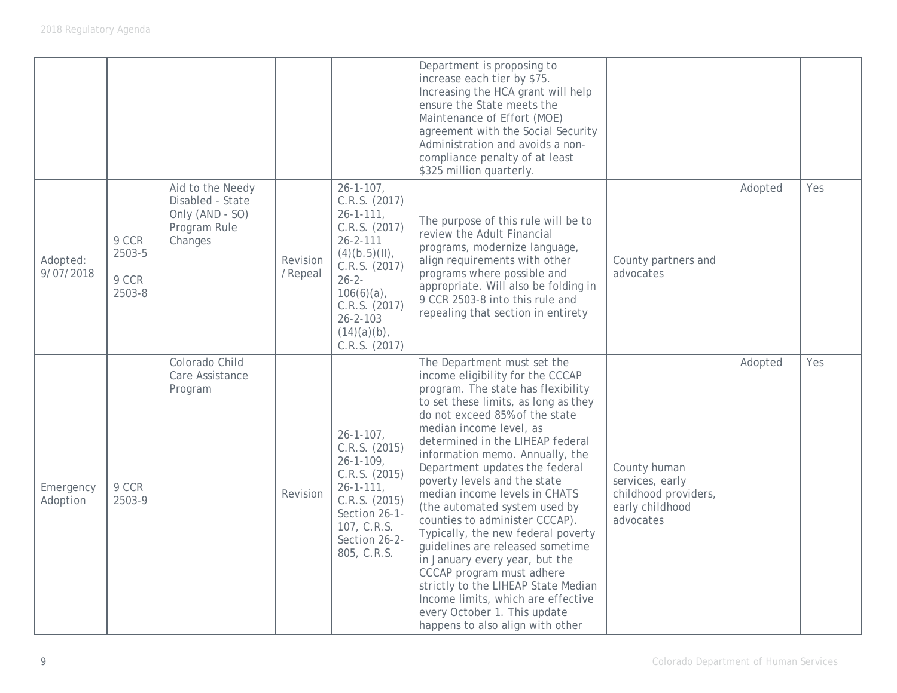| | | | | | | | | |
|---|---|---|---|---|---|---|---|---|
| | | | | | Department is proposing to increase each tier by $75. Increasing the HCA grant will help ensure the State meets the Maintenance of Effort (MOE) agreement with the Social Security Administration and avoids a non-compliance penalty of at least $325 million quarterly. | | | |
| Adopted: 9/07/2018 | 9 CCR 2503-5<br>9 CCR 2503-8 | Aid to the Needy Disabled - State Only (AND - SO) Program Rule Changes | Revision /Repeal | 26-1-107, C.R.S. (2017) 26-1-111, C.R.S. (2017) 26-2-111 (4)(b.5)(II), C.R.S. (2017) 26-2-106(6)(a), C.R.S. (2017) 26-2-103 (14)(a)(b), C.R.S. (2017) | The purpose of this rule will be to review the Adult Financial programs, modernize language, align requirements with other programs where possible and appropriate. Will also be folding in 9 CCR 2503-8 into this rule and repealing that section in entirety | County partners and advocates | Adopted | Yes |
| Emergency Adoption | 9 CCR 2503-9 | Colorado Child Care Assistance Program | Revision | 26-1-107, C.R.S. (2015) 26-1-109, C.R.S. (2015) 26-1-111, C.R.S. (2015) Section 26-1-107, C.R.S. Section 26-2-805, C.R.S. | The Department must set the income eligibility for the CCCAP program. The state has flexibility to set these limits, as long as they do not exceed 85% of the state median income level, as determined in the LIHEAP federal information memo. Annually, the Department updates the federal poverty levels and the state median income levels in CHATS (the automated system used by counties to administer CCCAP). Typically, the new federal poverty guidelines are released sometime in January every year, but the CCCAP program must adhere strictly to the LIHEAP State Median Income limits, which are effective every October 1. This update happens to also align with other | County human services, early childhood providers, early childhood advocates | Adopted | Yes |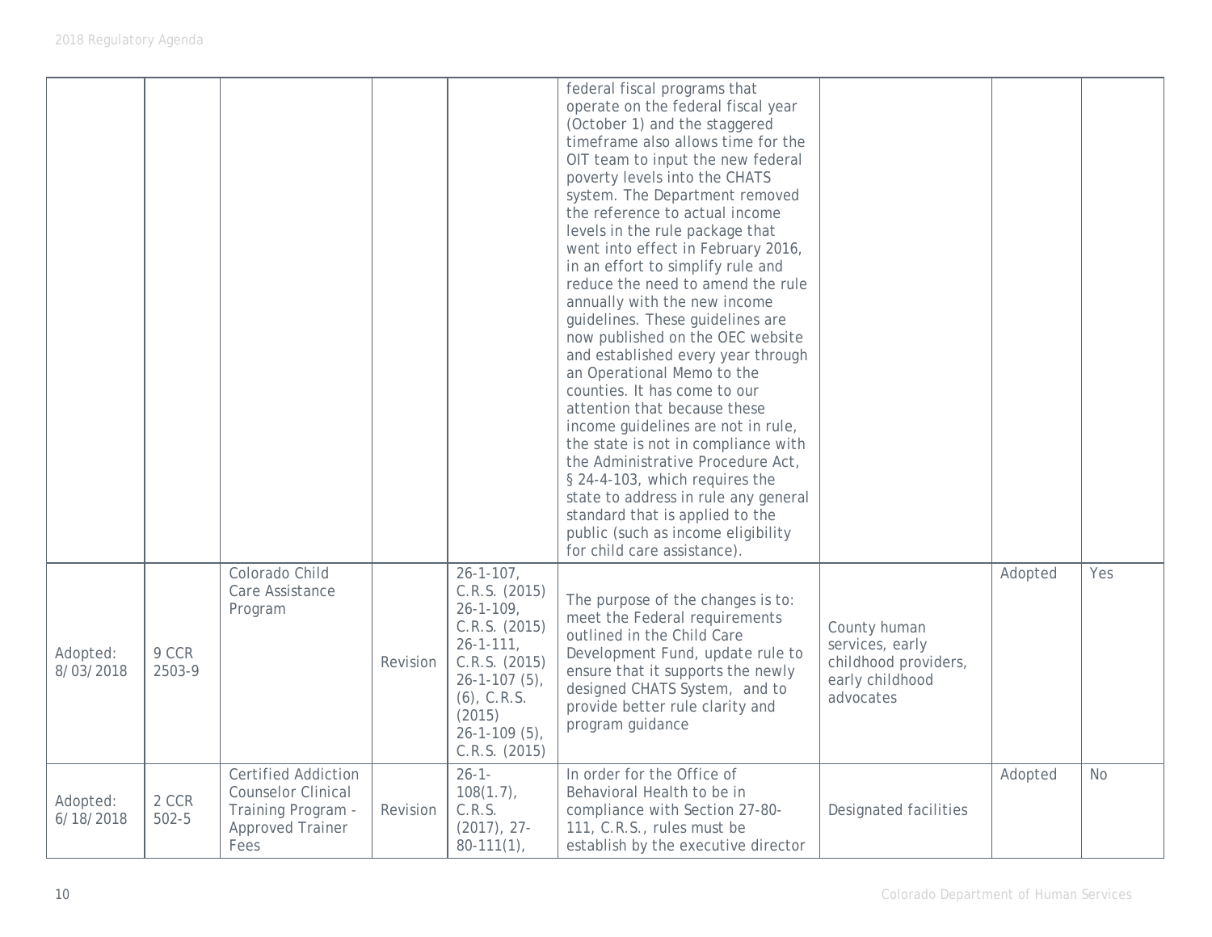| | | | | | | | | |
|---|---|---|---|---|---|---|---|---|
| | | | | | federal fiscal programs that operate on the federal fiscal year (October 1) and the staggered timeframe also allows time for the OIT team to input the new federal poverty levels into the CHATS system. The Department removed the reference to actual income levels in the rule package that went into effect in February 2016, in an effort to simplify rule and reduce the need to amend the rule annually with the new income guidelines. These guidelines are now published on the OEC website and established every year through an Operational Memo to the counties. It has come to our attention that because these income guidelines are not in rule, the state is not in compliance with the Administrative Procedure Act, § 24-4-103, which requires the state to address in rule any general standard that is applied to the public (such as income eligibility for child care assistance). | | | |
| Adopted: 8/03/2018 | 9 CCR 2503-9 | Colorado Child Care Assistance Program | Revision | 26-1-107, C.R.S. (2015) 26-1-109, C.R.S. (2015) 26-1-111, C.R.S. (2015) 26-1-107 (5), (6), C.R.S. (2015) 26-1-109 (5), C.R.S. (2015) | The purpose of the changes is to: meet the Federal requirements outlined in the Child Care Development Fund, update rule to ensure that it supports the newly designed CHATS System, and to provide better rule clarity and program guidance | County human services, early childhood providers, early childhood advocates | Adopted | Yes |
| Adopted: 6/18/2018 | 2 CCR 502-5 | Certified Addiction Counselor Clinical Training Program - Approved Trainer Fees | Revision | 26-1-108(1.7), C.R.S. (2017), 27-80-111(1), | In order for the Office of Behavioral Health to be in compliance with Section 27-80-111, C.R.S., rules must be establish by the executive director | Designated facilities | Adopted | No |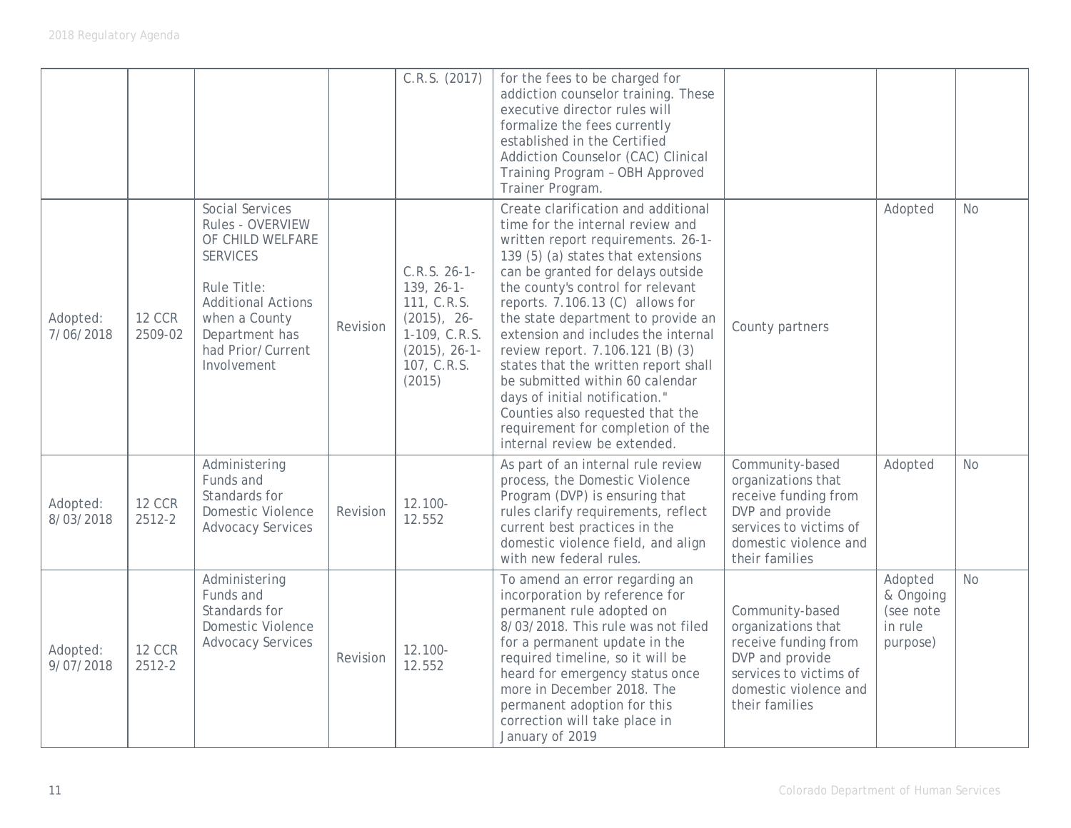| | | | | | | | | |
|---|---|---|---|---|---|---|---|---|
| | | | | C.R.S. (2017) | for the fees to be charged for addiction counselor training. These executive director rules will formalize the fees currently established in the Certified Addiction Counselor (CAC) Clinical Training Program – OBH Approved Trainer Program. | | | |
| Adopted: 7/06/2018 | 12 CCR 2509-02 | Social Services Rules - OVERVIEW OF CHILD WELFARE SERVICES<br><br>Rule Title: Additional Actions when a County Department has had Prior/Current Involvement | Revision | C.R.S. 26-1-139, 26-1-111, C.R.S. (2015), 26-1-109, C.R.S. (2015), 26-1-107, C.R.S. (2015) | Create clarification and additional time for the internal review and written report requirements. 26-1-139 (5) (a) states that extensions can be granted for delays outside the county's control for relevant reports. 7.106.13 (C) allows for the state department to provide an extension and includes the internal review report. 7.106.121 (B) (3) states that the written report shall be submitted within 60 calendar days of initial notification." Counties also requested that the requirement for completion of the internal review be extended. | County partners | Adopted | No |
| Adopted: 8/03/2018 | 12 CCR 2512-2 | Administering Funds and Standards for Domestic Violence Advocacy Services | Revision | 12.100-12.552 | As part of an internal rule review process, the Domestic Violence Program (DVP) is ensuring that rules clarify requirements, reflect current best practices in the domestic violence field, and align with new federal rules. | Community-based organizations that receive funding from DVP and provide services to victims of domestic violence and their families | Adopted | No |
| Adopted: 9/07/2018 | 12 CCR 2512-2 | Administering Funds and Standards for Domestic Violence Advocacy Services | Revision | 12.100-12.552 | To amend an error regarding an incorporation by reference for permanent rule adopted on 8/03/2018. This rule was not filed for a permanent update in the required timeline, so it will be heard for emergency status once more in December 2018. The permanent adoption for this correction will take place in January of 2019 | Community-based organizations that receive funding from DVP and provide services to victims of domestic violence and their families | Adopted & Ongoing (see note in rule purpose) | No |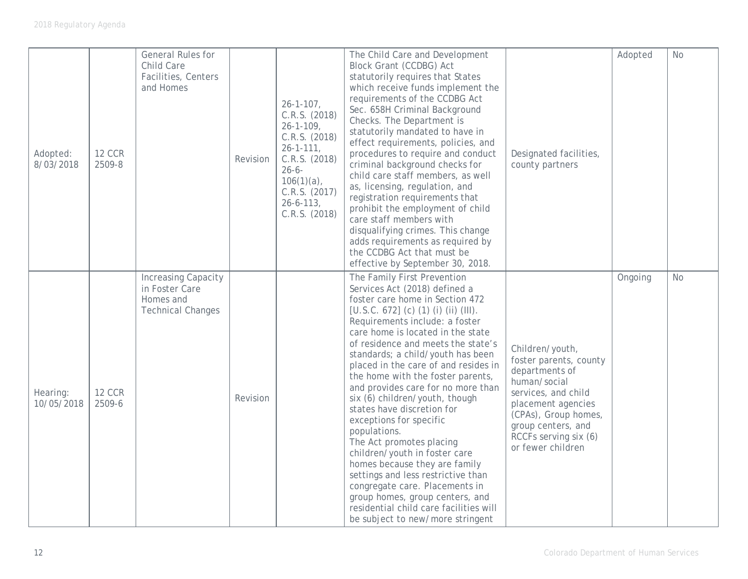| | | | | | | | | |
|---|---|---|---|---|---|---|---|---|
| Adopted: 8/03/2018 | 12 CCR 2509-8 | General Rules for Child Care Facilities, Centers and Homes | Revision | 26-1-107, C.R.S. (2018) 26-1-109, C.R.S. (2018) 26-1-111, C.R.S. (2018) 26-6-106(1)(a), C.R.S. (2017) 26-6-113, C.R.S. (2018) | The Child Care and Development Block Grant (CCDBG) Act statutorily requires that States which receive funds implement the requirements of the CCDBG Act Sec. 658H Criminal Background Checks. The Department is statutorily mandated to have in effect requirements, policies, and procedures to require and conduct criminal background checks for child care staff members, as well as, licensing, regulation, and registration requirements that prohibit the employment of child care staff members with disqualifying crimes. This change adds requirements as required by the CCDBG Act that must be effective by September 30, 2018. | Designated facilities, county partners | Adopted | No |
| Hearing: 10/05/2018 | 12 CCR 2509-6 | Increasing Capacity in Foster Care Homes and Technical Changes | Revision | | The Family First Prevention Services Act (2018) defined a foster care home in Section 472 [U.S.C. 672] (c) (1) (i) (ii) (III). Requirements include: a foster care home is located in the state of residence and meets the state's standards; a child/youth has been placed in the care of and resides in the home with the foster parents, and provides care for no more than six (6) children/youth, though states have discretion for exceptions for specific populations. The Act promotes placing children/youth in foster care homes because they are family settings and less restrictive than congregate care. Placements in group homes, group centers, and residential child care facilities will be subject to new/more stringent | Children/youth, foster parents, county departments of human/social services, and child placement agencies (CPAs), Group homes, group centers, and RCCFs serving six (6) or fewer children | Ongoing | No |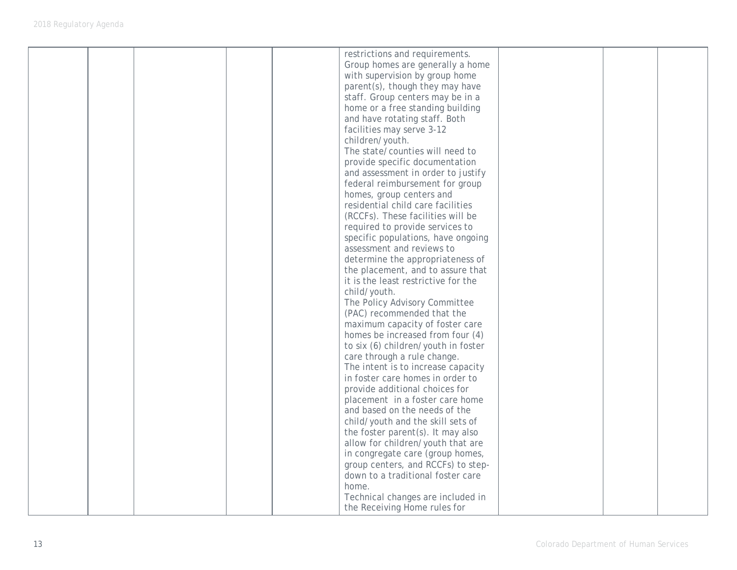| | | | | | | | | |
|---|---|---|---|---|---|---|---|---|
| | | | | | restrictions and requirements. Group homes are generally a home with supervision by group home parent(s), though they may have staff. Group centers may be in a home or a free standing building and have rotating staff. Both facilities may serve 3-12 children/youth. The state/counties will need to provide specific documentation and assessment in order to justify federal reimbursement for group homes, group centers and residential child care facilities (RCCFs). These facilities will be required to provide services to specific populations, have ongoing assessment and reviews to determine the appropriateness of the placement, and to assure that it is the least restrictive for the child/youth. The Policy Advisory Committee (PAC) recommended that the maximum capacity of foster care homes be increased from four (4) to six (6) children/youth in foster care through a rule change. The intent is to increase capacity in foster care homes in order to provide additional choices for placement in a foster care home and based on the needs of the child/youth and the skill sets of the foster parent(s). It may also allow for children/youth that are in congregate care (group homes, group centers, and RCCFs) to step-down to a traditional foster care home. Technical changes are included in the Receiving Home rules for | | | |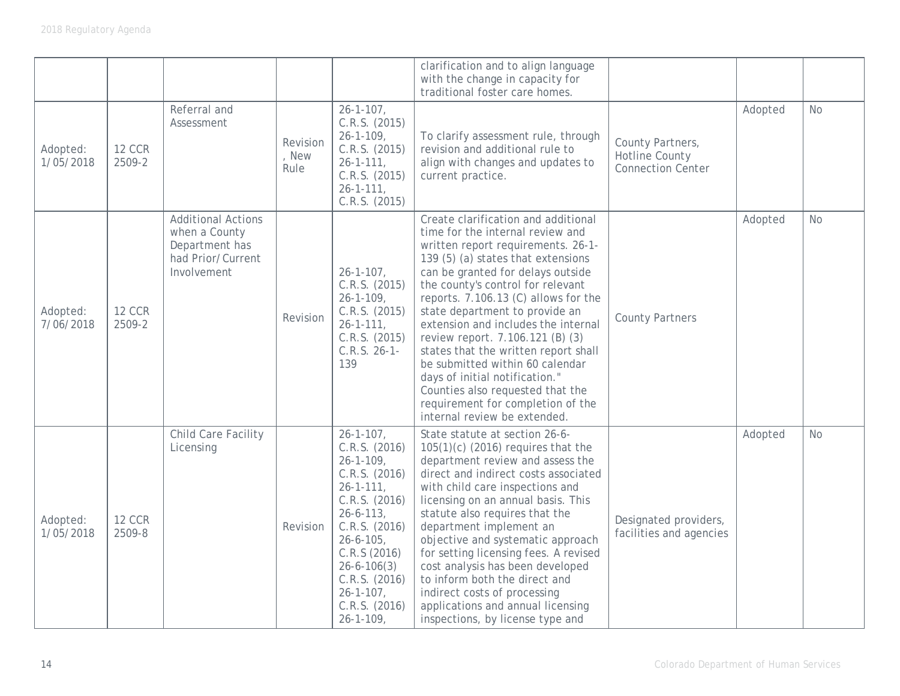| | | | | | clarification and to align language with the change in capacity for traditional foster care homes. | | | |
|---|---|---|---|---|---|---|---|---|
| Adopted: 1/05/2018 | 12 CCR 2509-2 | Referral and Assessment | Revision, New Rule | 26-1-107, C.R.S. (2015) 26-1-109, C.R.S. (2015) 26-1-111, C.R.S. (2015) 26-1-111, C.R.S. (2015) | To clarify assessment rule, through revision and additional rule to align with changes and updates to current practice. | County Partners, Hotline County Connection Center | Adopted | No |
| Adopted: 7/06/2018 | 12 CCR 2509-2 | Additional Actions when a County Department has had Prior/Current Involvement | Revision | 26-1-107, C.R.S. (2015) 26-1-109, C.R.S. (2015) 26-1-111, C.R.S. (2015) C.R.S. 26-1-139 | Create clarification and additional time for the internal review and written report requirements. 26-1-139 (5) (a) states that extensions can be granted for delays outside the county's control for relevant reports. 7.106.13 (C) allows for the state department to provide an extension and includes the internal review report. 7.106.121 (B) (3) states that the written report shall be submitted within 60 calendar days of initial notification." Counties also requested that the requirement for completion of the internal review be extended. | County Partners | Adopted | No |
| Adopted: 1/05/2018 | 12 CCR 2509-8 | Child Care Facility Licensing | Revision | 26-1-107, C.R.S. (2016) 26-1-109, C.R.S. (2016) 26-1-111, C.R.S. (2016) 26-6-113, C.R.S. (2016) 26-6-105, C.R.S (2016) 26-6-106(3) C.R.S. (2016) 26-1-107, C.R.S. (2016) 26-1-109, | State statute at section 26-6-105(1)(c) (2016) requires that the department review and assess the direct and indirect costs associated with child care inspections and licensing on an annual basis. This statute also requires that the department implement an objective and systematic approach for setting licensing fees. A revised cost analysis has been developed to inform both the direct and indirect costs of processing applications and annual licensing inspections, by license type and | Designated providers, facilities and agencies | Adopted | No |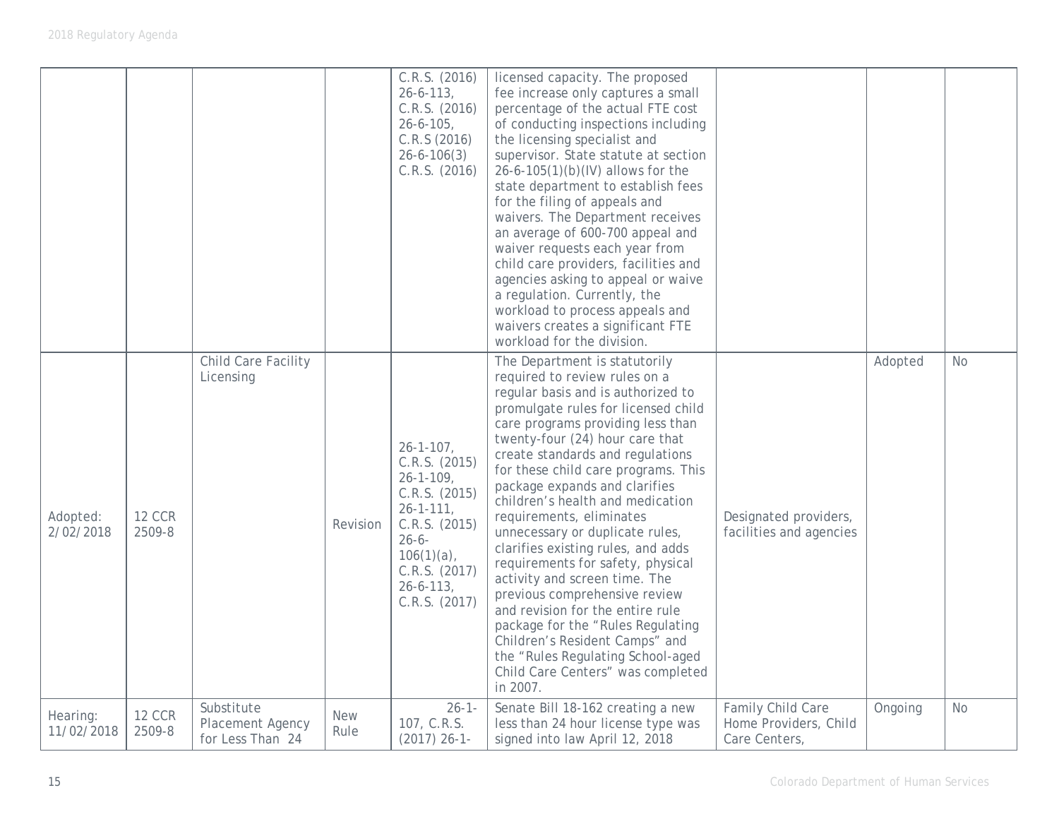| | | | | C.R.S. (2016) 26-6-113, C.R.S. (2016) 26-6-105, C.R.S (2016) 26-6-106(3) C.R.S. (2016) | licensed capacity. The proposed fee increase only captures a small percentage of the actual FTE cost of conducting inspections including the licensing specialist and supervisor. State statute at section 26-6-105(1)(b)(IV) allows for the state department to establish fees for the filing of appeals and waivers. The Department receives an average of 600-700 appeal and waiver requests each year from child care providers, facilities and agencies asking to appeal or waive a regulation. Currently, the workload to process appeals and waivers creates a significant FTE workload for the division. | | | |
|---|---|---|---|---|---|---|---|---|
| Adopted: 2/02/2018 | 12 CCR 2509-8 | Child Care Facility Licensing | Revision | 26-1-107, C.R.S. (2015) 26-1-109, C.R.S. (2015) 26-1-111, C.R.S. (2015) 26-6-106(1)(a), C.R.S. (2017) 26-6-113, C.R.S. (2017) | The Department is statutorily required to review rules on a regular basis and is authorized to promulgate rules for licensed child care programs providing less than twenty-four (24) hour care that create standards and regulations for these child care programs. This package expands and clarifies children's health and medication requirements, eliminates unnecessary or duplicate rules, clarifies existing rules, and adds requirements for safety, physical activity and screen time. The previous comprehensive review and revision for the entire rule package for the "Rules Regulating Children's Resident Camps" and the "Rules Regulating School-aged Child Care Centers" was completed in 2007. | Designated providers, facilities and agencies | Adopted | No |
| Hearing: 11/02/2018 | 12 CCR 2509-8 | Substitute Placement Agency for Less Than 24 | New Rule | 26-1-107, C.R.S. (2017) 26-1- | Senate Bill 18-162 creating a new less than 24 hour license type was signed into law April 12, 2018 | Family Child Care Home Providers, Child Care Centers, | Ongoing | No |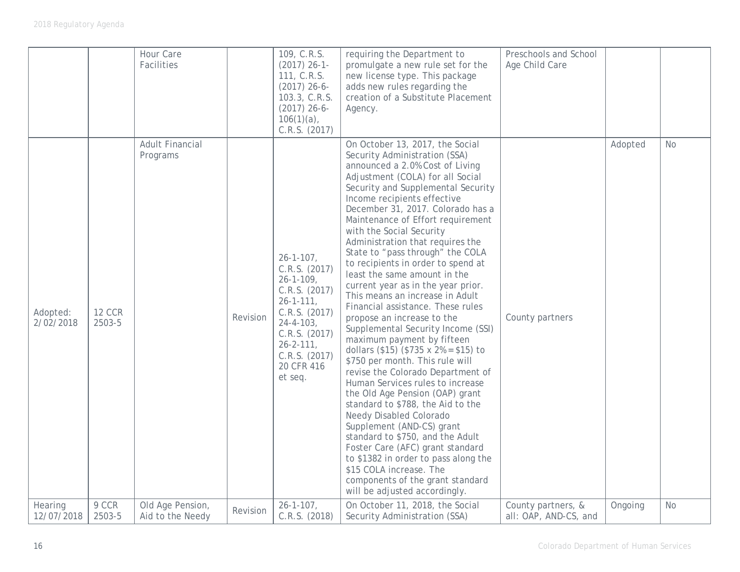| | | | | | | | | |
|---|---|---|---|---|---|---|---|---|
| | | Hour Care Facilities | | 109, C.R.S. (2017) 26-1-111, C.R.S. (2017) 26-6-103.3, C.R.S. (2017) 26-6-106(1)(a), C.R.S. (2017) | requiring the Department to promulgate a new rule set for the new license type. This package adds new rules regarding the creation of a Substitute Placement Agency. | Preschools and School Age Child Care | | |
| Adopted: 2/02/2018 | 12 CCR 2503-5 | Adult Financial Programs | Revision | 26-1-107, C.R.S. (2017) 26-1-109, C.R.S. (2017) 26-1-111, C.R.S. (2017) 24-4-103, C.R.S. (2017) 26-2-111, C.R.S. (2017) 20 CFR 416 et seq. | On October 13, 2017, the Social Security Administration (SSA) announced a 2.0% Cost of Living Adjustment (COLA) for all Social Security and Supplemental Security Income recipients effective December 31, 2017. Colorado has a Maintenance of Effort requirement with the Social Security Administration that requires the State to "pass through" the COLA to recipients in order to spend at least the same amount in the current year as in the year prior. This means an increase in Adult Financial assistance. These rules propose an increase to the Supplemental Security Income (SSI) maximum payment by fifteen dollars ($15) ($735 x 2% = $15) to $750 per month. This rule will revise the Colorado Department of Human Services rules to increase the Old Age Pension (OAP) grant standard to $788, the Aid to the Needy Disabled Colorado Supplement (AND-CS) grant standard to $750, and the Adult Foster Care (AFC) grant standard to $1382 in order to pass along the $15 COLA increase. The components of the grant standard will be adjusted accordingly. | County partners | Adopted | No |
| Hearing 12/07/2018 | 9 CCR 2503-5 | Old Age Pension, Aid to the Needy | Revision | 26-1-107, C.R.S. (2018) | On October 11, 2018, the Social Security Administration (SSA) | County partners, & all: OAP, AND-CS, and | Ongoing | No |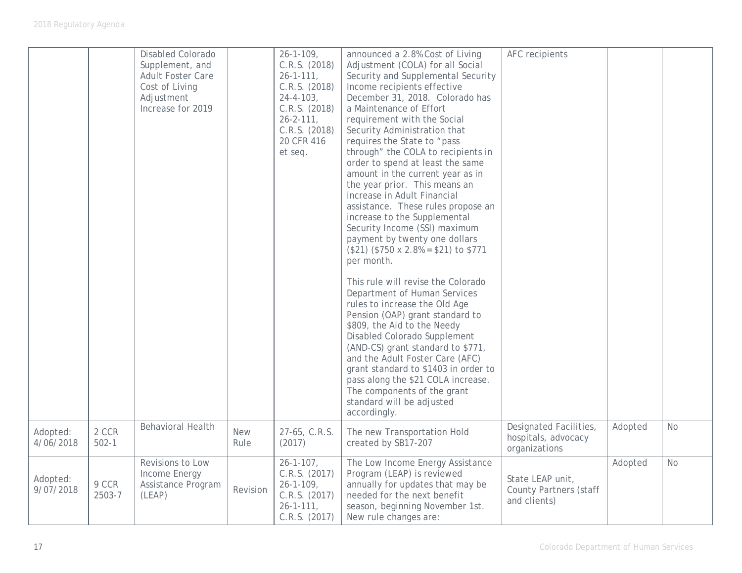| | | | | | | | | |
|---|---|---|---|---|---|---|---|---|
| | | Disabled Colorado Supplement, and Adult Foster Care Cost of Living Adjustment Increase for 2019 | | 26-1-109, C.R.S. (2018) 26-1-111, C.R.S. (2018) 24-4-103, C.R.S. (2018) 26-2-111, C.R.S. (2018) 20 CFR 416 et seq. | announced a 2.8% Cost of Living Adjustment (COLA) for all Social Security and Supplemental Security Income recipients effective December 31, 2018. Colorado has a Maintenance of Effort requirement with the Social Security Administration that requires the State to "pass through" the COLA to recipients in order to spend at least the same amount in the current year as in the year prior. This means an increase in Adult Financial assistance. These rules propose an increase to the Supplemental Security Income (SSI) maximum payment by twenty one dollars ($21) ($750 x 2.8% = $21) to $771 per month.<br><br>This rule will revise the Colorado Department of Human Services rules to increase the Old Age Pension (OAP) grant standard to $809, the Aid to the Needy Disabled Colorado Supplement (AND-CS) grant standard to $771, and the Adult Foster Care (AFC) grant standard to $1403 in order to pass along the $21 COLA increase. The components of the grant standard will be adjusted accordingly. | AFC recipients | | |
| Adopted: 4/06/2018 | 2 CCR 502-1 | Behavioral Health | New Rule | 27-65, C.R.S. (2017) | The new Transportation Hold created by SB17-207 | Designated Facilities, hospitals, advocacy organizations | Adopted | No |
| Adopted: 9/07/2018 | 9 CCR 2503-7 | Revisions to Low Income Energy Assistance Program (LEAP) | Revision | 26-1-107, C.R.S. (2017) 26-1-109, C.R.S. (2017) 26-1-111, C.R.S. (2017) | The Low Income Energy Assistance Program (LEAP) is reviewed annually for updates that may be needed for the next benefit season, beginning November 1st. New rule changes are: | State LEAP unit, County Partners (staff and clients) | Adopted | No |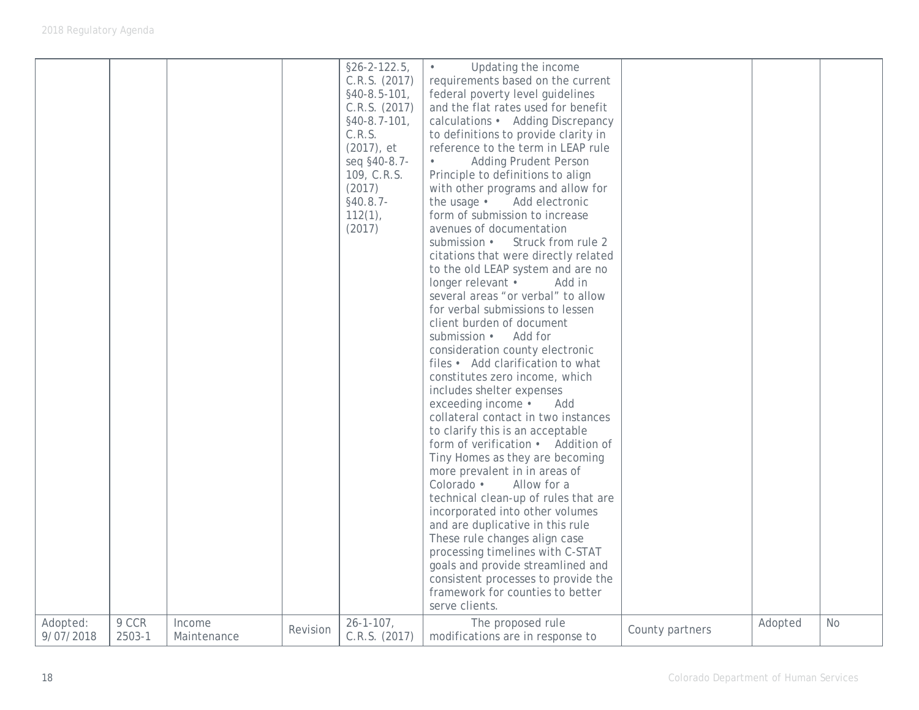| | | | | | | | | |
|---|---|---|---|---|---|---|---|---|
| | | | | §26-2-122.5, C.R.S. (2017) §40-8.5-101, C.R.S. (2017) §40-8.7-101, C.R.S. (2017), et seq §40-8.7-109, C.R.S. (2017) §40.8.7-112(1), (2017) | • Updating the income requirements based on the current federal poverty level guidelines and the flat rates used for benefit calculations • Adding Discrepancy to definitions to provide clarity in reference to the term in LEAP rule • Adding Prudent Person Principle to definitions to align with other programs and allow for the usage • Add electronic form of submission to increase avenues of documentation submission • Struck from rule 2 citations that were directly related to the old LEAP system and are no longer relevant • Add in several areas "or verbal" to allow for verbal submissions to lessen client burden of document submission • Add for consideration county electronic files • Add clarification to what constitutes zero income, which includes shelter expenses exceeding income • Add collateral contact in two instances to clarify this is an acceptable form of verification • Addition of Tiny Homes as they are becoming more prevalent in in areas of Colorado • Allow for a technical clean-up of rules that are incorporated into other volumes and are duplicative in this rule These rule changes align case processing timelines with C-STAT goals and provide streamlined and consistent processes to provide the framework for counties to better serve clients. | | | |
| Adopted: 9/07/2018 | 9 CCR 2503-1 | Income Maintenance | Revision | 26-1-107, C.R.S. (2017) | The proposed rule modifications are in response to | County partners | Adopted | No |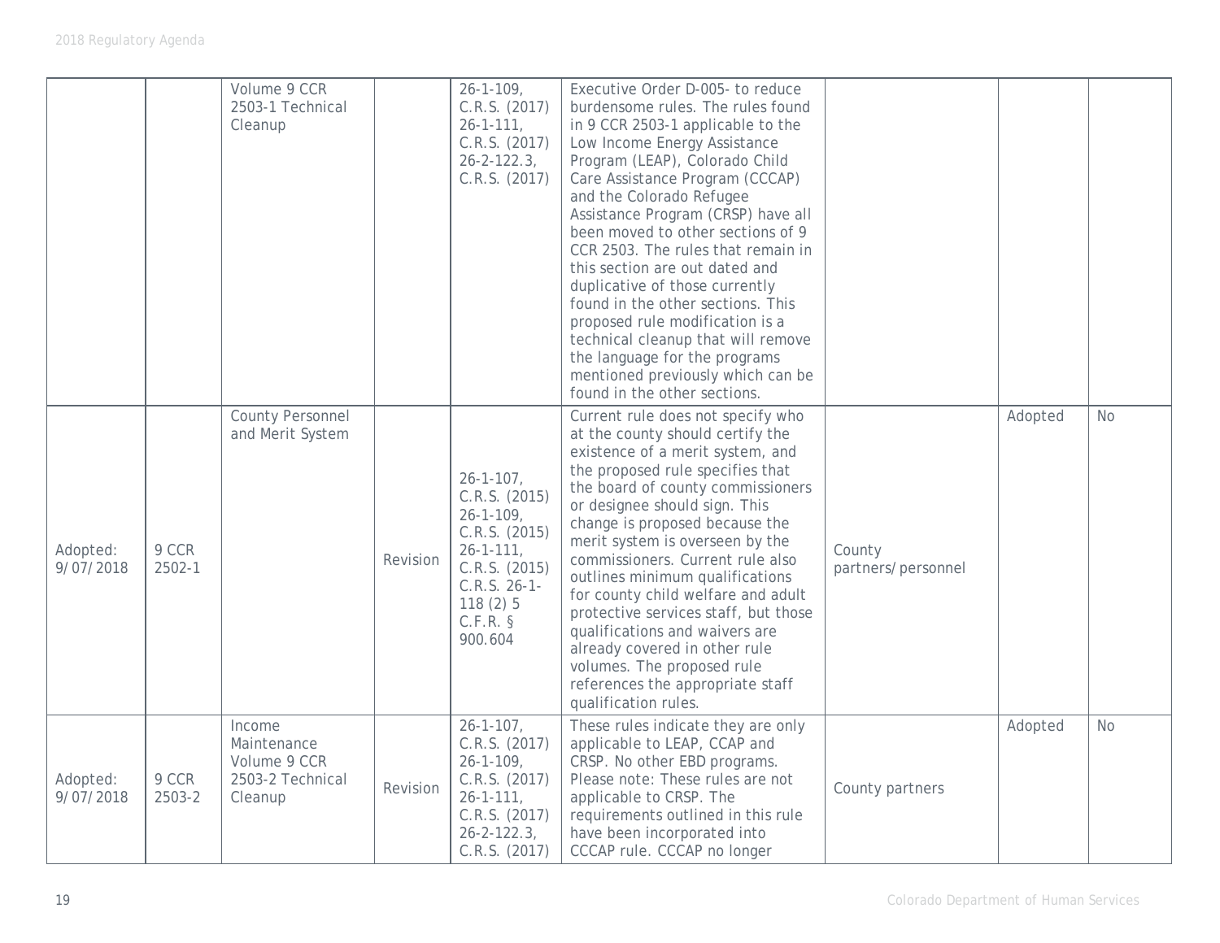| | | | | | | | | |
|---|---|---|---|---|---|---|---|---|
| | | Volume 9 CCR 2503-1 Technical Cleanup | | 26-1-109, C.R.S. (2017) 26-1-111, C.R.S. (2017) 26-2-122.3, C.R.S. (2017) | Executive Order D-005- to reduce burdensome rules. The rules found in 9 CCR 2503-1 applicable to the Low Income Energy Assistance Program (LEAP), Colorado Child Care Assistance Program (CCCAP) and the Colorado Refugee Assistance Program (CRSP) have all been moved to other sections of 9 CCR 2503. The rules that remain in this section are out dated and duplicative of those currently found in the other sections. This proposed rule modification is a technical cleanup that will remove the language for the programs mentioned previously which can be found in the other sections. | | | |
| Adopted: 9/07/2018 | 9 CCR 2502-1 | County Personnel and Merit System | Revision | 26-1-107, C.R.S. (2015) 26-1-109, C.R.S. (2015) 26-1-111, C.R.S. (2015) C.R.S. 26-1-118 (2) 5 C.F.R. § 900.604 | Current rule does not specify who at the county should certify the existence of a merit system, and the proposed rule specifies that the board of county commissioners or designee should sign. This change is proposed because the merit system is overseen by the commissioners. Current rule also outlines minimum qualifications for county child welfare and adult protective services staff, but those qualifications and waivers are already covered in other rule volumes. The proposed rule references the appropriate staff qualification rules. | County partners/personnel | Adopted | No |
| Adopted: 9/07/2018 | 9 CCR 2503-2 | Income Maintenance Volume 9 CCR 2503-2 Technical Cleanup | Revision | 26-1-107, C.R.S. (2017) 26-1-109, C.R.S. (2017) 26-1-111, C.R.S. (2017) 26-2-122.3, C.R.S. (2017) | These rules indicate they are only applicable to LEAP, CCAP and CRSP. No other EBD programs. Please note: These rules are not applicable to CRSP. The requirements outlined in this rule have been incorporated into CCCAP rule. CCCAP no longer | County partners | Adopted | No |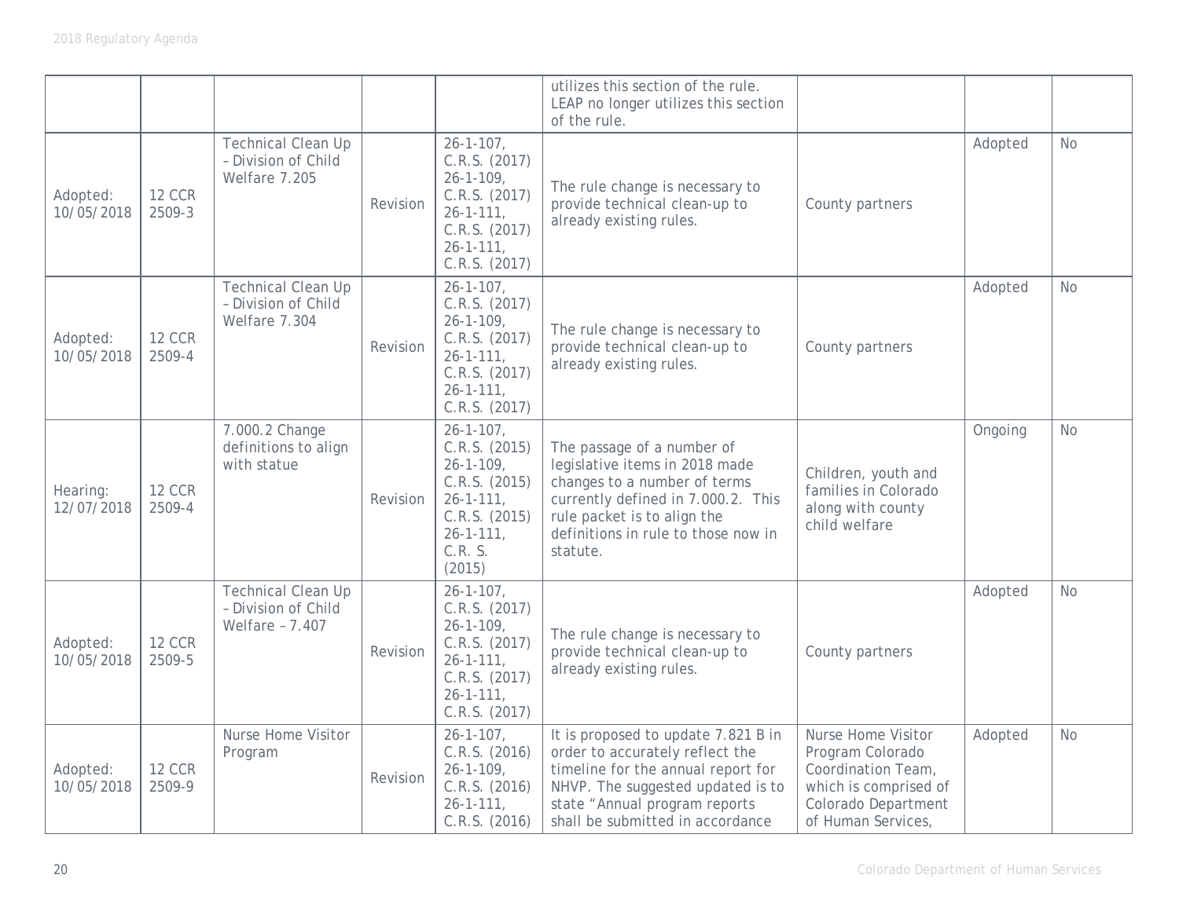| | | | | | utilizes this section of the rule. LEAP no longer utilizes this section of the rule. | | | |
|---|---|---|---|---|---|---|---|---|
| Adopted: 10/05/2018 | 12 CCR 2509-3 | Technical Clean Up – Division of Child Welfare 7.205 | Revision | 26-1-107, C.R.S. (2017) 26-1-109, C.R.S. (2017) 26-1-111, C.R.S. (2017) 26-1-111, C.R.S. (2017) | The rule change is necessary to provide technical clean-up to already existing rules. | County partners | Adopted | No |
| Adopted: 10/05/2018 | 12 CCR 2509-4 | Technical Clean Up – Division of Child Welfare 7.304 | Revision | 26-1-107, C.R.S. (2017) 26-1-109, C.R.S. (2017) 26-1-111, C.R.S. (2017) 26-1-111, C.R.S. (2017) | The rule change is necessary to provide technical clean-up to already existing rules. | County partners | Adopted | No |
| Hearing: 12/07/2018 | 12 CCR 2509-4 | 7.000.2 Change definitions to align with statue | Revision | 26-1-107, C.R.S. (2015) 26-1-109, C.R.S. (2015) 26-1-111, C.R.S. (2015) 26-1-111, C.R. S. (2015) | The passage of a number of legislative items in 2018 made changes to a number of terms currently defined in 7.000.2. This rule packet is to align the definitions in rule to those now in statute. | Children, youth and families in Colorado along with county child welfare | Ongoing | No |
| Adopted: 10/05/2018 | 12 CCR 2509-5 | Technical Clean Up – Division of Child Welfare – 7.407 | Revision | 26-1-107, C.R.S. (2017) 26-1-109, C.R.S. (2017) 26-1-111, C.R.S. (2017) 26-1-111, C.R.S. (2017) | The rule change is necessary to provide technical clean-up to already existing rules. | County partners | Adopted | No |
| Adopted: 10/05/2018 | 12 CCR 2509-9 | Nurse Home Visitor Program | Revision | 26-1-107, C.R.S. (2016) 26-1-109, C.R.S. (2016) 26-1-111, C.R.S. (2016) | It is proposed to update 7.821 B in order to accurately reflect the timeline for the annual report for NHVP. The suggested updated is to state "Annual program reports shall be submitted in accordance | Nurse Home Visitor Program Colorado Coordination Team, which is comprised of Colorado Department of Human Services, | Adopted | No |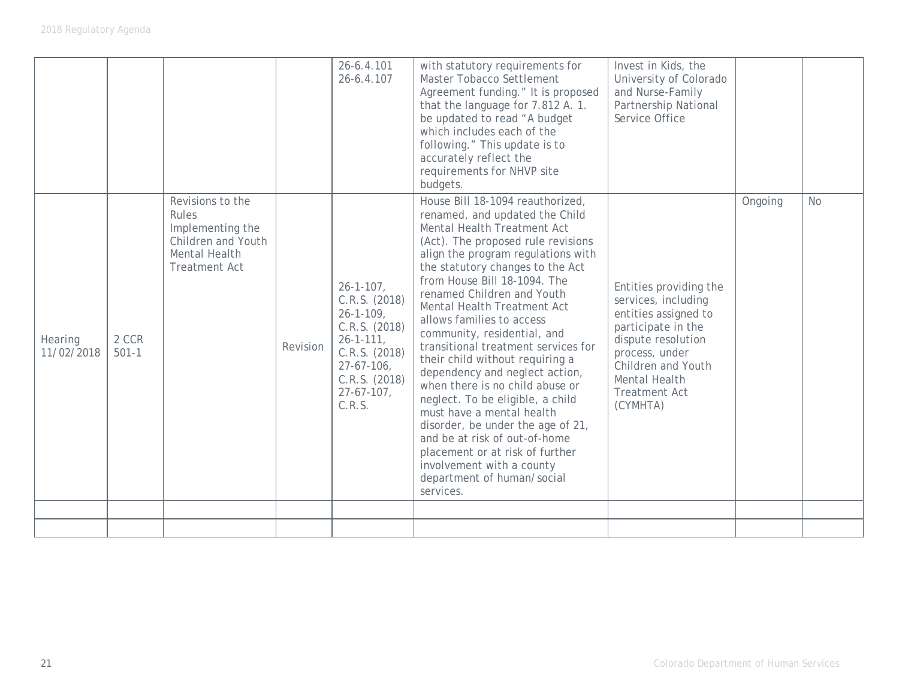| | | | | | | | | |
|---|---|---|---|---|---|---|---|---|
| | | | | 26-6.4.101 26-6.4.107 | with statutory requirements for Master Tobacco Settlement Agreement funding." It is proposed that the language for 7.812 A. 1. be updated to read "A budget which includes each of the following." This update is to accurately reflect the requirements for NHVP site budgets. | Invest in Kids, the University of Colorado and Nurse-Family Partnership National Service Office | | |
| Hearing 11/02/2018 | 2 CCR 501-1 | Revisions to the Rules Implementing the Children and Youth Mental Health Treatment Act | Revision | 26-1-107, C.R.S. (2018) 26-1-109, C.R.S. (2018) 26-1-111, C.R.S. (2018) 27-67-106, C.R.S. (2018) 27-67-107, C.R.S. | House Bill 18-1094 reauthorized, renamed, and updated the Child Mental Health Treatment Act (Act). The proposed rule revisions align the program regulations with the statutory changes to the Act from House Bill 18-1094. The renamed Children and Youth Mental Health Treatment Act allows families to access community, residential, and transitional treatment services for their child without requiring a dependency and neglect action, when there is no child abuse or neglect. To be eligible, a child must have a mental health disorder, be under the age of 21, and be at risk of out-of-home placement or at risk of further involvement with a county department of human/social services. | Entities providing the services, including entities assigned to participate in the dispute resolution process, under Children and Youth Mental Health Treatment Act (CYMHTA) | Ongoing | No |
| | | | | | | | | |
| | | | | | | | | |